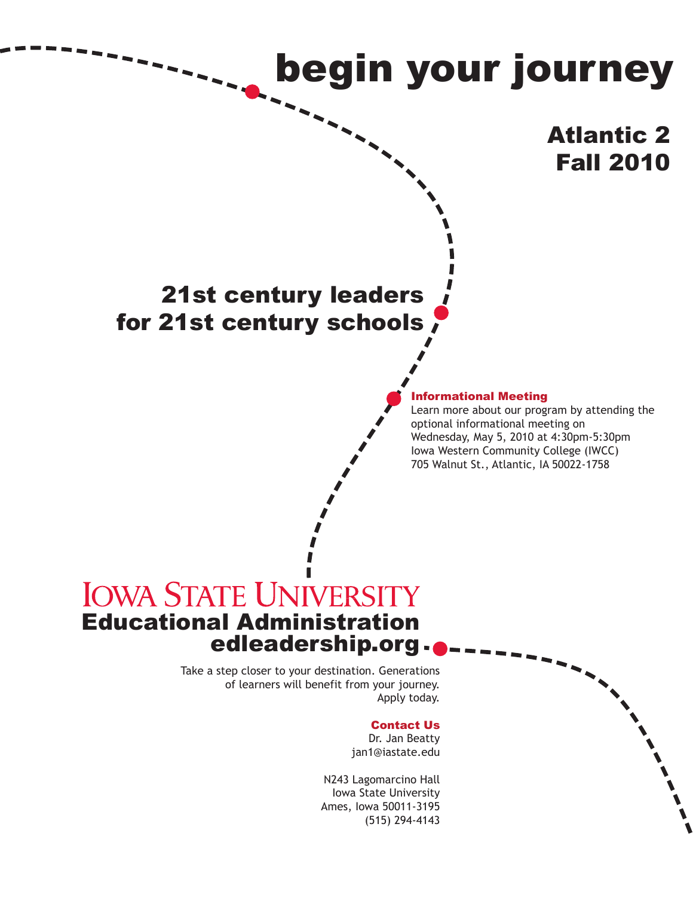# begin your journey

## Atlantic 2
## Fall 2010

## 21st century leaders for 21st century schools

**Informational Meeting**

Learn more about our program by attending the optional informational meeting on Wednesday, May 5, 2010 at 4:30pm-5:30pm
Iowa Western Community College (IWCC)
705 Walnut St., Atlantic, IA 50022-1758

IOWA STATE UNIVERSITY
**Educational Administration**
**edleadership.org**

Take a step closer to your destination. Generations of learners will benefit from your journey. Apply today.

**Contact Us**

Dr. Jan Beatty
jan1@iastate.edu

N243 Lagomarcino Hall
Iowa State University
Ames, Iowa 50011-3195
(515) 294-4143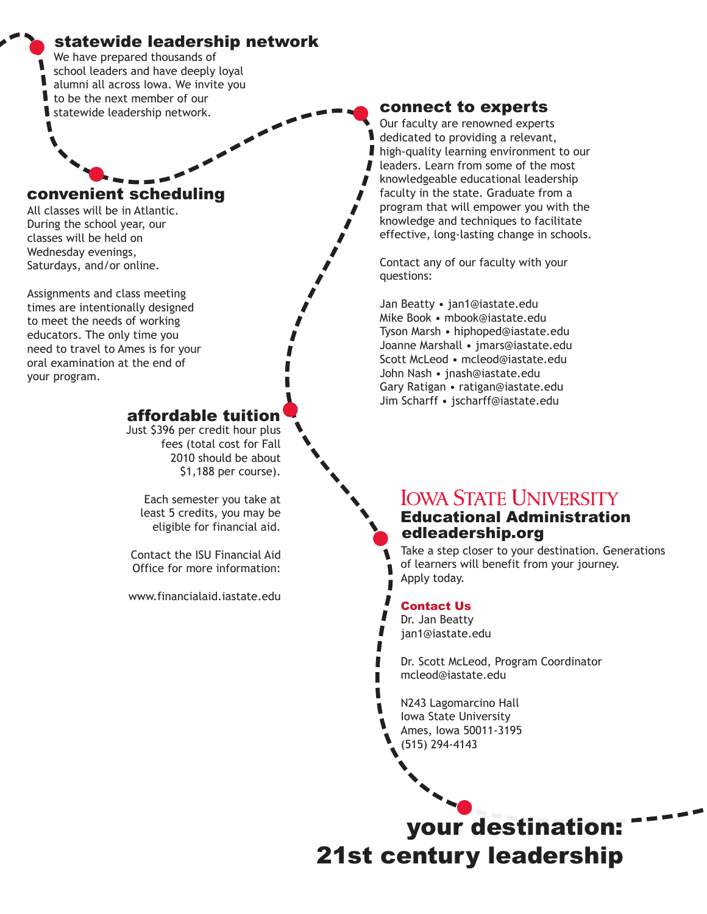## statewide leadership network

We have prepared thousands of school leaders and have deeply loyal alumni all across Iowa. We invite you to be the next member of our statewide leadership network.

## convenient scheduling

All classes will be in Atlantic. During the school year, our classes will be held on Wednesday evenings, Saturdays, and/or online.

Assignments and class meeting times are intentionally designed to meet the needs of working educators. The only time you need to travel to Ames is for your oral examination at the end of your program.

## affordable tuition

Just $396 per credit hour plus fees (total cost for Fall 2010 should be about $1,188 per course).

Each semester you take at least 5 credits, you may be eligible for financial aid.

Contact the ISU Financial Aid Office for more information:

www.financialaid.iastate.edu

## connect to experts

Our faculty are renowned experts dedicated to providing a relevant, high-quality learning environment to our leaders. Learn from some of the most knowledgeable educational leadership faculty in the state. Graduate from a program that will empower you with the knowledge and techniques to facilitate effective, long-lasting change in schools.

Contact any of our faculty with your questions:

Jan Beatty • jan1@iastate.edu
Mike Book • mbook@iastate.edu
Tyson Marsh • hiphoped@iastate.edu
Joanne Marshall • jmars@iastate.edu
Scott McLeod • mcleod@iastate.edu
John Nash • jnash@iastate.edu
Gary Ratigan • ratigan@iastate.edu
Jim Scharff • jscharff@iastate.edu

## Iowa State University
### Educational Administration
### edleadership.org

Take a step closer to your destination. Generations of learners will benefit from your journey. Apply today.

**Contact Us**

Dr. Jan Beatty
jan1@iastate.edu

Dr. Scott McLeod, Program Coordinator
mcleod@iastate.edu

N243 Lagomarcino Hall
Iowa State University
Ames, Iowa 50011-3195
(515) 294-4143

# your destination: 21st century leadership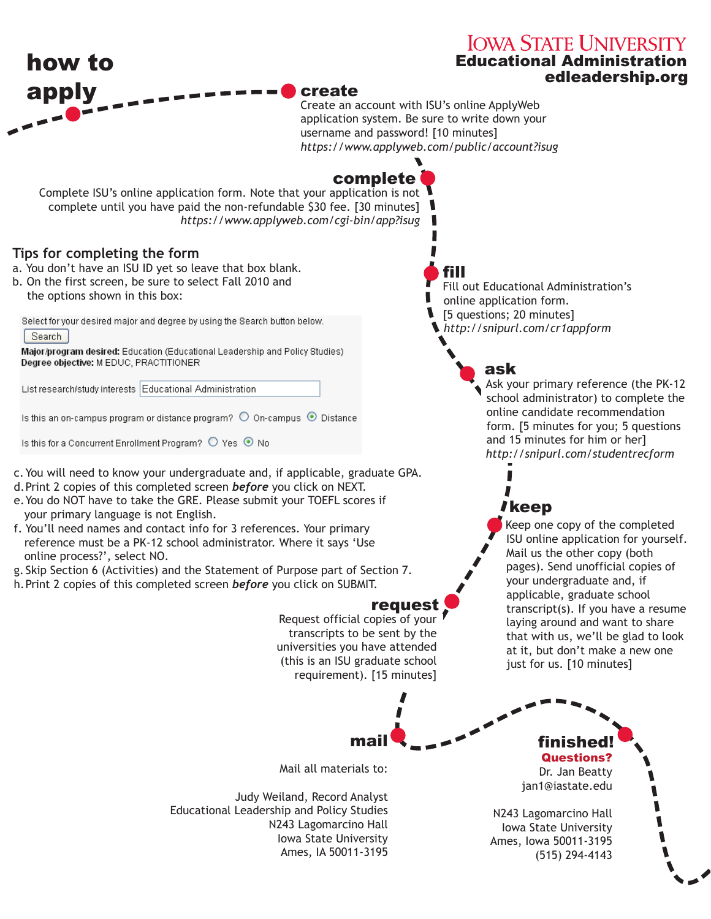# how to apply

**IOWA STATE UNIVERSITY**
**Educational Administration**
**edleadership.org**

## create

Create an account with ISU's online ApplyWeb application system. Be sure to write down your username and password! [10 minutes]
*https://www.applyweb.com/public/account?isug*

## complete

Complete ISU's online application form. Note that your application is not complete until you have paid the non-refundable $30 fee. [30 minutes]
*https://www.applyweb.com/cgi-bin/app?isug*

### Tips for completing the form

a. You don't have an ISU ID yet so leave that box blank.
b. On the first screen, be sure to select Fall 2010 and the options shown in this box:

> Select for your desired major and degree by using the Search button below.
> Search
> **Major/program desired:** Education (Educational Leadership and Policy Studies)
> **Degree objective:** M EDUC, PRACTITIONER
> List research/study interests: Educational Administration
> Is this an on-campus program or distance program? ○ On-campus ◉ Distance
> Is this for a Concurrent Enrollment Program? ○ Yes ◉ No

c. You will need to know your undergraduate and, if applicable, graduate GPA.
d. Print 2 copies of this completed screen ***before*** you click on NEXT.
e. You do NOT have to take the GRE. Please submit your TOEFL scores if your primary language is not English.
f. You'll need names and contact info for 3 references. Your primary reference must be a PK-12 school administrator. Where it says 'Use online process?', select NO.
g. Skip Section 6 (Activities) and the Statement of Purpose part of Section 7.
h. Print 2 copies of this completed screen ***before*** you click on SUBMIT.

## fill

Fill out Educational Administration's online application form.
[5 questions; 20 minutes]
*http://snipurl.com/cr1appform*

## ask

Ask your primary reference (the PK-12 school administrator) to complete the online candidate recommendation form. [5 minutes for you; 5 questions and 15 minutes for him or her]
*http://snipurl.com/studentrecform*

## keep

Keep one copy of the completed ISU online application for yourself. Mail us the other copy (both pages). Send unofficial copies of your undergraduate and, if applicable, graduate school transcript(s). If you have a resume laying around and want to share that with us, we'll be glad to look at it, but don't make a new one just for us. [10 minutes]

## request

Request official copies of your transcripts to be sent by the universities you have attended (this is an ISU graduate school requirement). [15 minutes]

## mail

Mail all materials to:

Judy Weiland, Record Analyst
Educational Leadership and Policy Studies
N243 Lagomarcino Hall
Iowa State University
Ames, IA 50011-3195

## finished!

**Questions?**
Dr. Jan Beatty
jan1@iastate.edu

N243 Lagomarcino Hall
Iowa State University
Ames, Iowa 50011-3195
(515) 294-4143